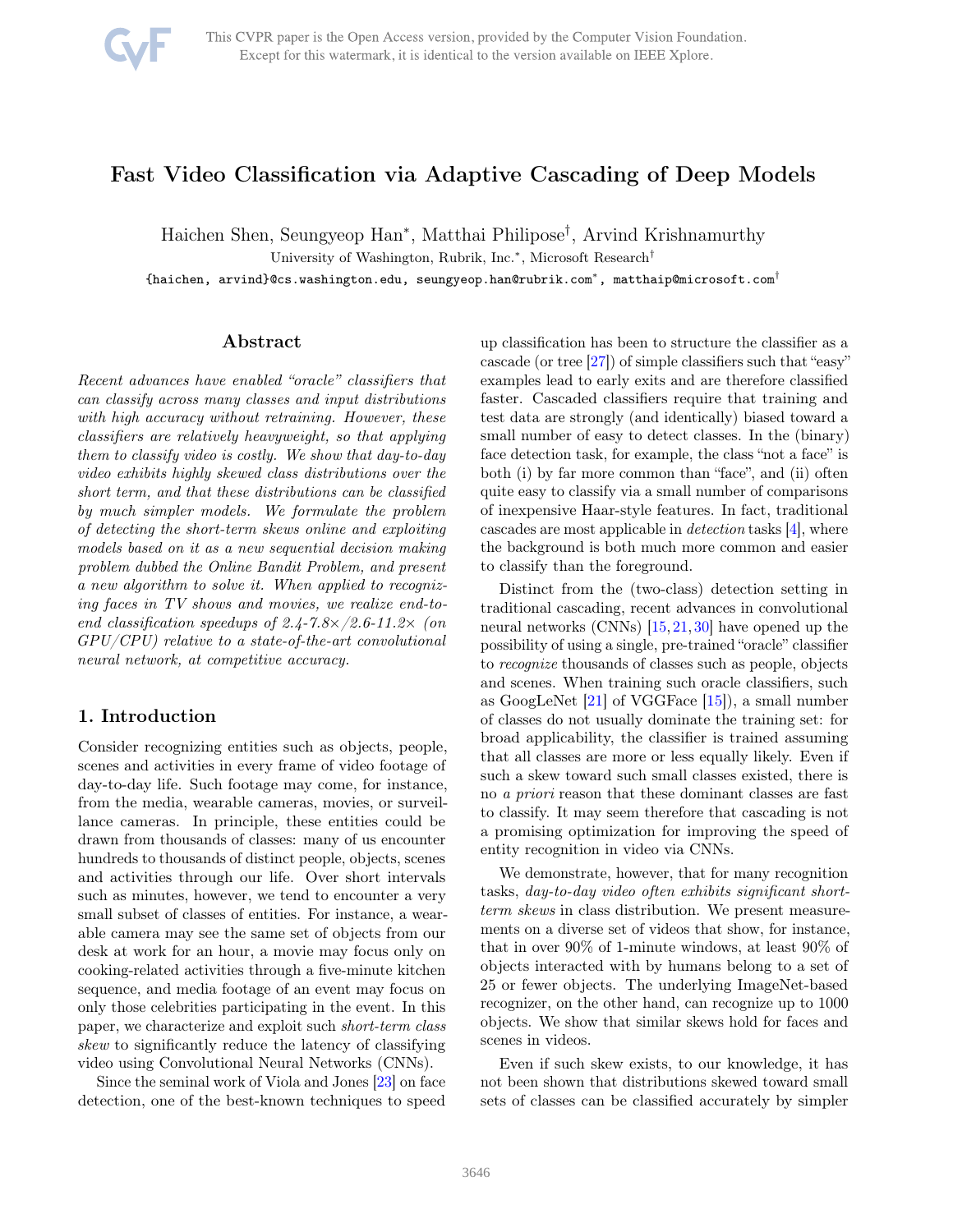# Fast Video Classification via Adaptive Cascading of Deep Models

Haichen Shen, Seungyeop Han*, Matthai Philipose†, Arvind Krishnamurthy

University of Washington, Rubrik, Inc.*, Microsoft Research†

{haichen, arvind}@cs.washington.edu, seungyeop.han@rubrik.com*, matthaip@microsoft.com†

## Abstract

*Recent advances have enabled "oracle" classifiers that can classify across many classes and input distributions with high accuracy without retraining. However, these classifiers are relatively heavyweight, so that applying them to classify video is costly. We show that day-to-day video exhibits highly skewed class distributions over the short term, and that these distributions can be classified by much simpler models. We formulate the problem of detecting the short-term skews online and exploiting models based on it as a new sequential decision making problem dubbed the Online Bandit Problem, and present a new algorithm to solve it. When applied to recognizing faces in TV shows and movies, we realize end-to-end classification speedups of 2.4-7.8×/2.6-11.2× (on GPU/CPU) relative to a state-of-the-art convolutional neural network, at competitive accuracy.*

## 1. Introduction

Consider recognizing entities such as objects, people, scenes and activities in every frame of video footage of day-to-day life. Such footage may come, for instance, from the media, wearable cameras, movies, or surveillance cameras. In principle, these entities could be drawn from thousands of classes: many of us encounter hundreds to thousands of distinct people, objects, scenes and activities through our life. Over short intervals such as minutes, however, we tend to encounter a very small subset of classes of entities. For instance, a wearable camera may see the same set of objects from our desk at work for an hour, a movie may focus only on cooking-related activities through a five-minute kitchen sequence, and media footage of an event may focus on only those celebrities participating in the event. In this paper, we characterize and exploit such *short-term class skew* to significantly reduce the latency of classifying video using Convolutional Neural Networks (CNNs).

Since the seminal work of Viola and Jones [23] on face detection, one of the best-known techniques to speed up classification has been to structure the classifier as a cascade (or tree [27]) of simple classifiers such that "easy" examples lead to early exits and are therefore classified faster. Cascaded classifiers require that training and test data are strongly (and identically) biased toward a small number of easy to detect classes. In the (binary) face detection task, for example, the class "not a face" is both (i) by far more common than "face", and (ii) often quite easy to classify via a small number of comparisons of inexpensive Haar-style features. In fact, traditional cascades are most applicable in *detection* tasks [4], where the background is both much more common and easier to classify than the foreground.

Distinct from the (two-class) detection setting in traditional cascading, recent advances in convolutional neural networks (CNNs) [15, 21, 30] have opened up the possibility of using a single, pre-trained "oracle" classifier to *recognize* thousands of classes such as people, objects and scenes. When training such oracle classifiers, such as GoogLeNet [21] of VGGFace [15]), a small number of classes do not usually dominate the training set: for broad applicability, the classifier is trained assuming that all classes are more or less equally likely. Even if such a skew toward such small classes existed, there is no *a priori* reason that these dominant classes are fast to classify. It may seem therefore that cascading is not a promising optimization for improving the speed of entity recognition in video via CNNs.

We demonstrate, however, that for many recognition tasks, *day-to-day video often exhibits significant short-term skews* in class distribution. We present measurements on a diverse set of videos that show, for instance, that in over 90% of 1-minute windows, at least 90% of objects interacted with by humans belong to a set of 25 or fewer objects. The underlying ImageNet-based recognizer, on the other hand, can recognize up to 1000 objects. We show that similar skews hold for faces and scenes in videos.

Even if such skew exists, to our knowledge, it has not been shown that distributions skewed toward small sets of classes can be classified accurately by simpler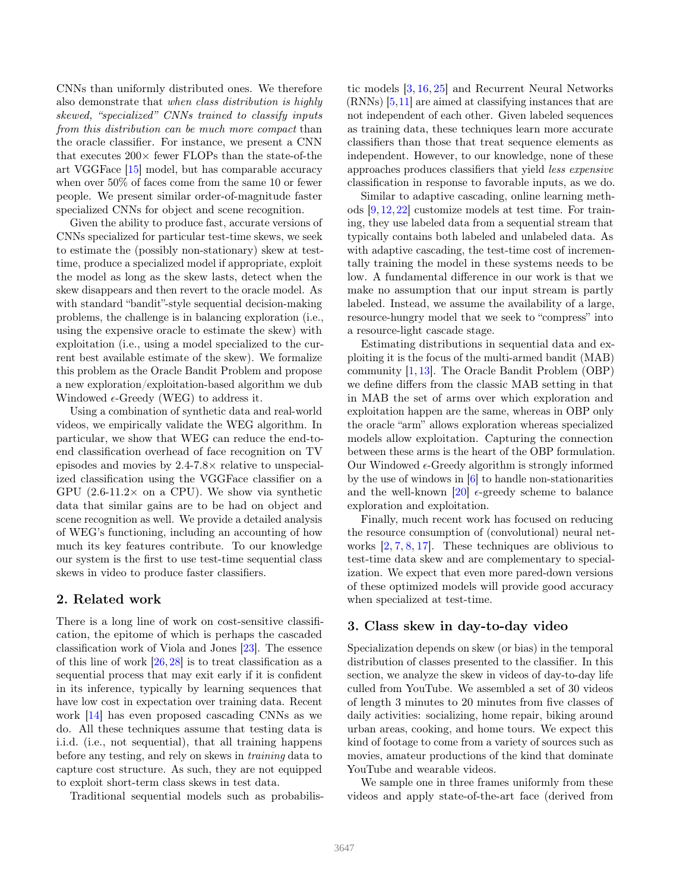CNNs than uniformly distributed ones. We therefore also demonstrate that *when class distribution is highly skewed, "specialized" CNNs trained to classify inputs from this distribution can be much more compact* than the oracle classifier. For instance, we present a CNN that executes 200× fewer FLOPs than the state-of-the art VGGFace [15] model, but has comparable accuracy when over 50% of faces come from the same 10 or fewer people. We present similar order-of-magnitude faster specialized CNNs for object and scene recognition.

Given the ability to produce fast, accurate versions of CNNs specialized for particular test-time skews, we seek to estimate the (possibly non-stationary) skew at test-time, produce a specialized model if appropriate, exploit the model as long as the skew lasts, detect when the skew disappears and then revert to the oracle model. As with standard "bandit"-style sequential decision-making problems, the challenge is in balancing exploration (i.e., using the expensive oracle to estimate the skew) with exploitation (i.e., using a model specialized to the current best available estimate of the skew). We formalize this problem as the Oracle Bandit Problem and propose a new exploration/exploitation-based algorithm we dub Windowed $\epsilon$-Greedy (WEG) to address it.

Using a combination of synthetic data and real-world videos, we empirically validate the WEG algorithm. In particular, we show that WEG can reduce the end-to-end classification overhead of face recognition on TV episodes and movies by 2.4-7.8× relative to unspecialized classification using the VGGFace classifier on a GPU (2.6-11.2× on a CPU). We show via synthetic data that similar gains are to be had on object and scene recognition as well. We provide a detailed analysis of WEG's functioning, including an accounting of how much its key features contribute. To our knowledge our system is the first to use test-time sequential class skews in video to produce faster classifiers.

## 2. Related work

There is a long line of work on cost-sensitive classification, the epitome of which is perhaps the cascaded classification work of Viola and Jones [23]. The essence of this line of work [26, 28] is to treat classification as a sequential process that may exit early if it is confident in its inference, typically by learning sequences that have low cost in expectation over training data. Recent work [14] has even proposed cascading CNNs as we do. All these techniques assume that testing data is i.i.d. (i.e., not sequential), that all training happens before any testing, and rely on skews in *training* data to capture cost structure. As such, they are not equipped to exploit short-term class skews in test data.

Traditional sequential models such as probabilistic models [3, 16, 25] and Recurrent Neural Networks (RNNs) [5, 11] are aimed at classifying instances that are not independent of each other. Given labeled sequences as training data, these techniques learn more accurate classifiers than those that treat sequence elements as independent. However, to our knowledge, none of these approaches produces classifiers that yield *less expensive* classification in response to favorable inputs, as we do.

Similar to adaptive cascading, online learning methods [9, 12, 22] customize models at test time. For training, they use labeled data from a sequential stream that typically contains both labeled and unlabeled data. As with adaptive cascading, the test-time cost of incrementally training the model in these systems needs to be low. A fundamental difference in our work is that we make no assumption that our input stream is partly labeled. Instead, we assume the availability of a large, resource-hungry model that we seek to "compress" into a resource-light cascade stage.

Estimating distributions in sequential data and exploiting it is the focus of the multi-armed bandit (MAB) community [1, 13]. The Oracle Bandit Problem (OBP) we define differs from the classic MAB setting in that in MAB the set of arms over which exploration and exploitation happen are the same, whereas in OBP only the oracle "arm" allows exploration whereas specialized models allow exploitation. Capturing the connection between these arms is the heart of the OBP formulation. Our Windowed $\epsilon$-Greedy algorithm is strongly informed by the use of windows in [6] to handle non-stationarities and the well-known [20] $\epsilon$-greedy scheme to balance exploration and exploitation.

Finally, much recent work has focused on reducing the resource consumption of (convolutional) neural networks [2, 7, 8, 17]. These techniques are oblivious to test-time data skew and are complementary to specialization. We expect that even more pared-down versions of these optimized models will provide good accuracy when specialized at test-time.

## 3. Class skew in day-to-day video

Specialization depends on skew (or bias) in the temporal distribution of classes presented to the classifier. In this section, we analyze the skew in videos of day-to-day life culled from YouTube. We assembled a set of 30 videos of length 3 minutes to 20 minutes from five classes of daily activities: socializing, home repair, biking around urban areas, cooking, and home tours. We expect this kind of footage to come from a variety of sources such as movies, amateur productions of the kind that dominate YouTube and wearable videos.

We sample one in three frames uniformly from these videos and apply state-of-the-art face (derived from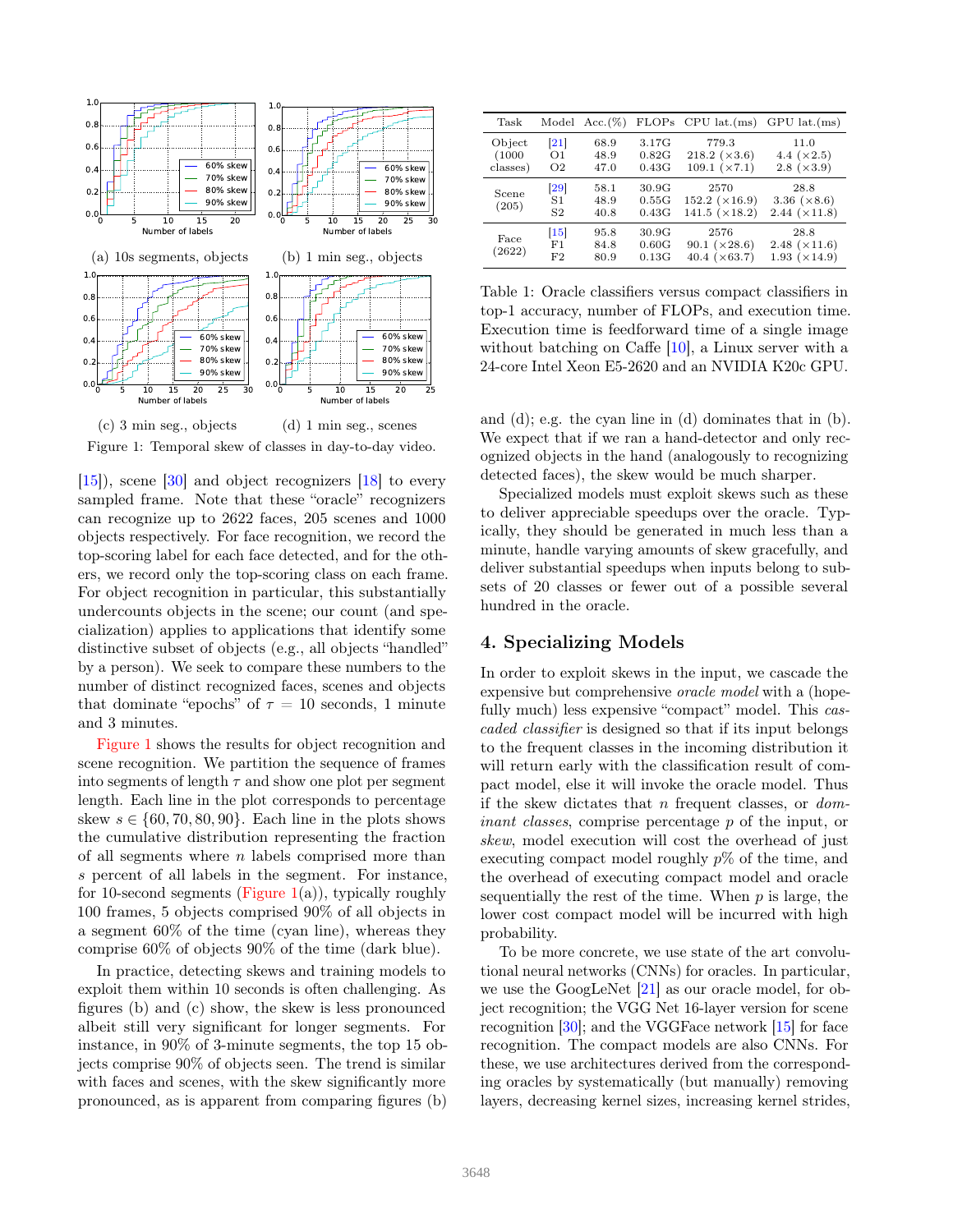(a) 10s segments, objects (b) 1 min seg., objects

(c) 3 min seg., objects (d) 1 min seg., scenes

Figure 1: Temporal skew of classes in day-to-day video.

[15]), scene [30] and object recognizers [18] to every sampled frame. Note that these "oracle" recognizers can recognize up to 2622 faces, 205 scenes and 1000 objects respectively. For face recognition, we record the top-scoring label for each face detected, and for the others, we record only the top-scoring class on each frame. For object recognition in particular, this substantially undercounts objects in the scene; our count (and specialization) applies to applications that identify some distinctive subset of objects (e.g., all objects "handled" by a person). We seek to compare these numbers to the number of distinct recognized faces, scenes and objects that dominate "epochs" of $\tau = 10$ seconds, 1 minute and 3 minutes.

Figure 1 shows the results for object recognition and scene recognition. We partition the sequence of frames into segments of length $\tau$ and show one plot per segment length. Each line in the plot corresponds to percentage skew $s \in \{60, 70, 80, 90\}$. Each line in the plots shows the cumulative distribution representing the fraction of all segments where $n$ labels comprised more than $s$ percent of all labels in the segment. For instance, for 10-second segments (Figure 1(a)), typically roughly 100 frames, 5 objects comprised 90% of all objects in a segment 60% of the time (cyan line), whereas they comprise 60% of objects 90% of the time (dark blue).

In practice, detecting skews and training models to exploit them within 10 seconds is often challenging. As figures (b) and (c) show, the skew is less pronounced albeit still very significant for longer segments. For instance, in 90% of 3-minute segments, the top 15 objects comprise 90% of objects seen. The trend is similar with faces and scenes, with the skew significantly more pronounced, as is apparent from comparing figures (b) and (d); e.g. the cyan line in (d) dominates that in (b). We expect that if we ran a hand-detector and only recognized objects in the hand (analogously to recognizing detected faces), the skew would be much sharper.

| Task | Model | Acc.(%) | FLOPs | CPU lat.(ms) | GPU lat.(ms) |
|---|---|---|---|---|---|
| Object (1000 classes) | [21] | 68.9 | 3.17G | 779.3 | 11.0 |
| | O1 | 48.9 | 0.82G | 218.2 (×3.6) | 4.4 (×2.5) |
| | O2 | 47.0 | 0.43G | 109.1 (×7.1) | 2.8 (×3.9) |
| Scene (205) | [29] | 58.1 | 30.9G | 2570 | 28.8 |
| | S1 | 48.9 | 0.55G | 152.2 (×16.9) | 3.36 (×8.6) |
| | S2 | 40.8 | 0.43G | 141.5 (×18.2) | 2.44 (×11.8) |
| Face (2622) | [15] | 95.8 | 30.9G | 2576 | 28.8 |
| | F1 | 84.8 | 0.60G | 90.1 (×28.6) | 2.48 (×11.6) |
| | F2 | 80.9 | 0.13G | 40.4 (×63.7) | 1.93 (×14.9) |

Table 1: Oracle classifiers versus compact classifiers in top-1 accuracy, number of FLOPs, and execution time. Execution time is feedforward time of a single image without batching on Caffe [10], a Linux server with a 24-core Intel Xeon E5-2620 and an NVIDIA K20c GPU.

Specialized models must exploit skews such as these to deliver appreciable speedups over the oracle. Typically, they should be generated in much less than a minute, handle varying amounts of skew gracefully, and deliver substantial speedups when inputs belong to subsets of 20 classes or fewer out of a possible several hundred in the oracle.

## 4. Specializing Models

In order to exploit skews in the input, we cascade the expensive but comprehensive *oracle model* with a (hopefully much) less expensive "compact" model. This *cascaded classifier* is designed so that if its input belongs to the frequent classes in the incoming distribution it will return early with the classification result of compact model, else it will invoke the oracle model. Thus if the skew dictates that $n$ frequent classes, or *dominant classes*, comprise percentage $p$ of the input, or *skew*, model execution will cost the overhead of just executing compact model roughly $p$% of the time, and the overhead of executing compact model and oracle sequentially the rest of the time. When $p$ is large, the lower cost compact model will be incurred with high probability.

To be more concrete, we use state of the art convolutional neural networks (CNNs) for oracles. In particular, we use the GoogLeNet [21] as our oracle model, for object recognition; the VGG Net 16-layer version for scene recognition [30]; and the VGGFace network [15] for face recognition. The compact models are also CNNs. For these, we use architectures derived from the corresponding oracles by systematically (but manually) removing layers, decreasing kernel sizes, increasing kernel strides,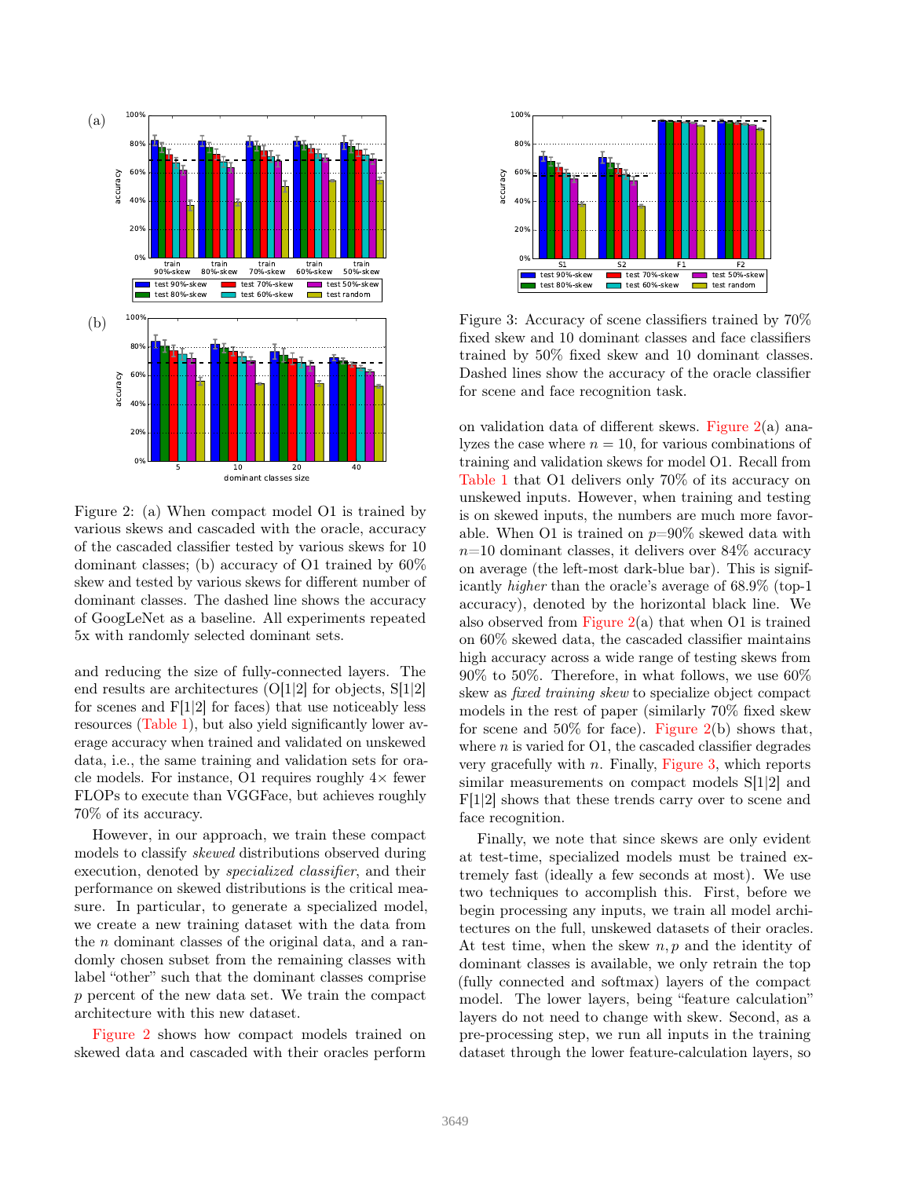Figure 2: (a) When compact model O1 is trained by various skews and cascaded with the oracle, accuracy of the cascaded classifier tested by various skews for 10 dominant classes; (b) accuracy of O1 trained by 60% skew and tested by various skews for different number of dominant classes. The dashed line shows the accuracy of GoogLeNet as a baseline. All experiments repeated 5x with randomly selected dominant sets.

and reducing the size of fully-connected layers. The end results are architectures (O[1|2] for objects, S[1|2] for scenes and F[1|2] for faces) that use noticeably less resources (Table 1), but also yield significantly lower average accuracy when trained and validated on unskewed data, i.e., the same training and validation sets for oracle models. For instance, O1 requires roughly 4× fewer FLOPs to execute than VGGFace, but achieves roughly 70% of its accuracy.

However, in our approach, we train these compact models to classify *skewed* distributions observed during execution, denoted by *specialized classifier*, and their performance on skewed distributions is the critical measure. In particular, to generate a specialized model, we create a new training dataset with the data from the $n$ dominant classes of the original data, and a randomly chosen subset from the remaining classes with label "other" such that the dominant classes comprise $p$ percent of the new data set. We train the compact architecture with this new dataset.

Figure 2 shows how compact models trained on skewed data and cascaded with their oracles perform

Figure 3: Accuracy of scene classifiers trained by 70% fixed skew and 10 dominant classes and face classifiers trained by 50% fixed skew and 10 dominant classes. Dashed lines show the accuracy of the oracle classifier for scene and face recognition task.

on validation data of different skews. Figure 2(a) analyzes the case where $n = 10$, for various combinations of training and validation skews for model O1. Recall from Table 1 that O1 delivers only 70% of its accuracy on unskewed inputs. However, when training and testing is on skewed inputs, the numbers are much more favorable. When O1 is trained on $p$=90% skewed data with $n$=10 dominant classes, it delivers over 84% accuracy on average (the left-most dark-blue bar). This is significantly *higher* than the oracle's average of 68.9% (top-1 accuracy), denoted by the horizontal black line. We also observed from Figure 2(a) that when O1 is trained on 60% skewed data, the cascaded classifier maintains high accuracy across a wide range of testing skews from 90% to 50%. Therefore, in what follows, we use 60% skew as *fixed training skew* to specialize object compact models in the rest of paper (similarly 70% fixed skew for scene and 50% for face). Figure 2(b) shows that, where $n$ is varied for O1, the cascaded classifier degrades very gracefully with $n$. Finally, Figure 3, which reports similar measurements on compact models S[1|2] and F[1|2] shows that these trends carry over to scene and face recognition.

Finally, we note that since skews are only evident at test-time, specialized models must be trained extremely fast (ideally a few seconds at most). We use two techniques to accomplish this. First, before we begin processing any inputs, we train all model architectures on the full, unskewed datasets of their oracles. At test time, when the skew $n, p$ and the identity of dominant classes is available, we only retrain the top (fully connected and softmax) layers of the compact model. The lower layers, being "feature calculation" layers do not need to change with skew. Second, as a pre-processing step, we run all inputs in the training dataset through the lower feature-calculation layers, so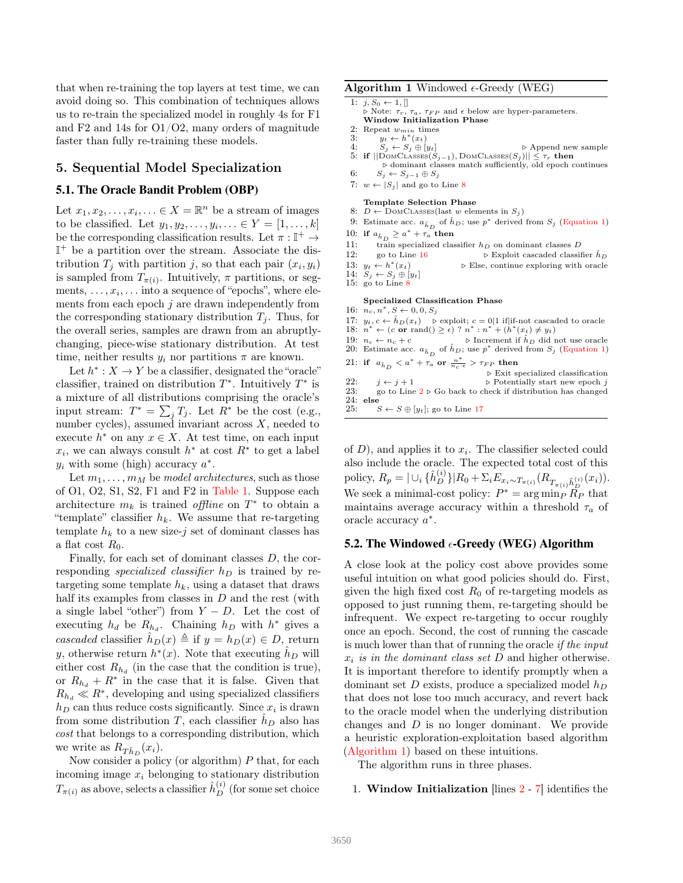that when re-training the top layers at test time, we can avoid doing so. This combination of techniques allows us to re-train the specialized model in roughly 4s for F1 and F2 and 14s for O1/O2, many orders of magnitude faster than fully re-training these models.

## 5. Sequential Model Specialization

### 5.1. The Oracle Bandit Problem (OBP)

Let $x_1, x_2, \ldots, x_i, \ldots \in X = \mathbb{R}^n$ be a stream of images to be classified. Let $y_1, y_2, \ldots, y_i, \ldots \in Y = [1, \ldots, k]$ be the corresponding classification results. Let $\pi : \mathbb{I}^+ \rightarrow \mathbb{I}^+$ be a partition over the stream. Associate the distribution $T_j$ with partition $j$, so that each pair $(x_i, y_i)$ is sampled from $T_{\pi(i)}$. Intuitively, $\pi$ partitions, or segments, $\ldots, x_i, \ldots$ into a sequence of "epochs", where elements from each epoch $j$ are drawn independently from the corresponding stationary distribution $T_j$. Thus, for the overall series, samples are drawn from an abruptly-changing, piece-wise stationary distribution. At test time, neither results $y_i$ nor partitions $\pi$ are known.

Let $h^* : X \rightarrow Y$ be a classifier, designated the "oracle" classifier, trained on distribution $T^*$. Intuitively $T^*$ is a mixture of all distributions comprising the oracle's input stream: $T^* = \sum_j T_j$. Let $R^*$ be the cost (e.g., number cycles), assumed invariant across $X$, needed to execute $h^*$ on any $x \in X$. At test time, on each input $x_i$, we can always consult $h^*$ at cost $R^*$ to get a label $y_i$ with some (high) accuracy $a^*$.

Let $m_1, \ldots, m_M$ be *model architectures*, such as those of O1, O2, S1, S2, F1 and F2 in Table 1. Suppose each architecture $m_k$ is trained *offline* on $T^*$ to obtain a "template" classifier $h_k$. We assume that re-targeting template $h_k$ to a new size-$j$ set of dominant classes has a flat cost $R_0$.

Finally, for each set of dominant classes $D$, the corresponding *specialized classifier* $h_D$ is trained by re-targeting some template $h_k$, using a dataset that draws half its examples from classes in $D$ and the rest (with a single label "other") from $Y - D$. Let the cost of executing $h_d$ be $R_{h_d}$. Chaining $h_D$ with $h^*$ gives a *cascaded* classifier $\hat{h}_D(x) \triangleq$ if $y = h_D(x) \in D$, return $y$, otherwise return $h^*(x)$. Note that executing $\hat{h}_D$ will either cost $R_{h_d}$ (in the case that the condition is true), or $R_{h_d} + R^*$ in the case that it is false. Given that $R_{h_d} \ll R^*$, developing and using specialized classifiers $h_D$ can thus reduce costs significantly. Since $x_i$ is drawn from some distribution $T$, each classifier $\hat{h}_D$ also has *cost* that belongs to a corresponding distribution, which we write as $R_{T\hat{h}_D}(x_i)$.

Now consider a policy (or algorithm) $P$ that, for each incoming image $x_i$ belonging to stationary distribution $T_{\pi(i)}$ as above, selects a classifier $\hat{h}_D^{(i)}$ (for some set choice of $D$), and applies it to $x_i$. The classifier selected could also include the oracle. The expected total cost of this policy, $R_p = |\cup_i \{\hat{h}_D^{(i)}\}|R_0 + \Sigma_i E_{x_i \sim T_{\pi(i)}}(R_{T_{\pi(i)}\hat{h}_D^{(i)}}(x_i))$. We seek a minimal-cost policy: $P^* = \arg\min_P R_P$ that maintains average accuracy within a threshold $\tau_a$ of oracle accuracy $a^*$.

**Algorithm 1** Windowed $\epsilon$-Greedy (WEG)

```
1:  j, S_0 ← 1, []
    ▷ Note: τ_r, τ_a, τ_FP and ε below are hyper-parameters.
    Window Initialization Phase
2:  Repeat w_min times
3:      y_t ← h*(x_t)
4:      S_j ← S_j ⊕ [y_t]                          ▷ Append new sample
5:  if ||DomClasses(S_{j−1}), DomClasses(S_j)|| ≤ τ_r then
        ▷ dominant classes match sufficiently, old epoch continues
6:      S_j ← S_{j−1} ⊕ S_j
7:  w ← |S_j| and go to Line 8

    Template Selection Phase
8:  D ← DomClasses(last w elements in S_j)
9:  Estimate acc. a_{ĥ_D} of ĥ_D; use p* derived from S_j (Equation 1)
10: if a_{ĥ_D} ≥ a* + τ_a then
11:     train specialized classifier h_D on dominant classes D
12:     go to Line 16              ▷ Exploit cascaded classifier ĥ_D
13: y_t ← h*(x_t)                  ▷ Else, continue exploring with oracle
14: S_j ← S_j ⊕ [y_t]
15: go to Line 8

    Specialized Classification Phase
16: n_c, n*, S ← 0, 0, S_j
17: y_t, c ← ĥ_D(x_t)   ▷ exploit; c = 0|1 if|if-not cascaded to oracle
18: n* ← (c or rand() ≥ ε) ? n* : n* + (h*(x_t) ≠ y_t)
19: n_c ← n_c + c                  ▷ Increment if ĥ_D did not use oracle
20: Estimate acc. a_{ĥ_D} of ĥ_D; use p* derived from S_j (Equation 1)
21: if a_{ĥ_D} < a* + τ_a or n*/(n_c·ε) > τ_FP then
                                   ▷ Exit specialized classification
22:     j ← j + 1                  ▷ Potentially start new epoch j
23:     go to Line 2 ▷ Go back to check if distribution has changed
24: else
25:     S ← S ⊕ [y_t]; go to Line 17
```

### 5.2. The Windowed $\epsilon$-Greedy (WEG) Algorithm

A close look at the policy cost above provides some useful intuition on what good policies should do. First, given the high fixed cost $R_0$ of re-targeting models as opposed to just running them, re-targeting should be infrequent. We expect re-targeting to occur roughly once an epoch. Second, the cost of running the cascade is much lower than that of running the oracle *if the input $x_i$ is in the dominant class set $D$* and higher otherwise. It is important therefore to identify promptly when a dominant set $D$ exists, produce a specialized model $h_D$ that does not lose too much accuracy, and revert back to the oracle model when the underlying distribution changes and $D$ is no longer dominant. We provide a heuristic exploration-exploitation based algorithm (Algorithm 1) based on these intuitions.

The algorithm runs in three phases.

1. **Window Initialization** [lines 2 - 7] identifies the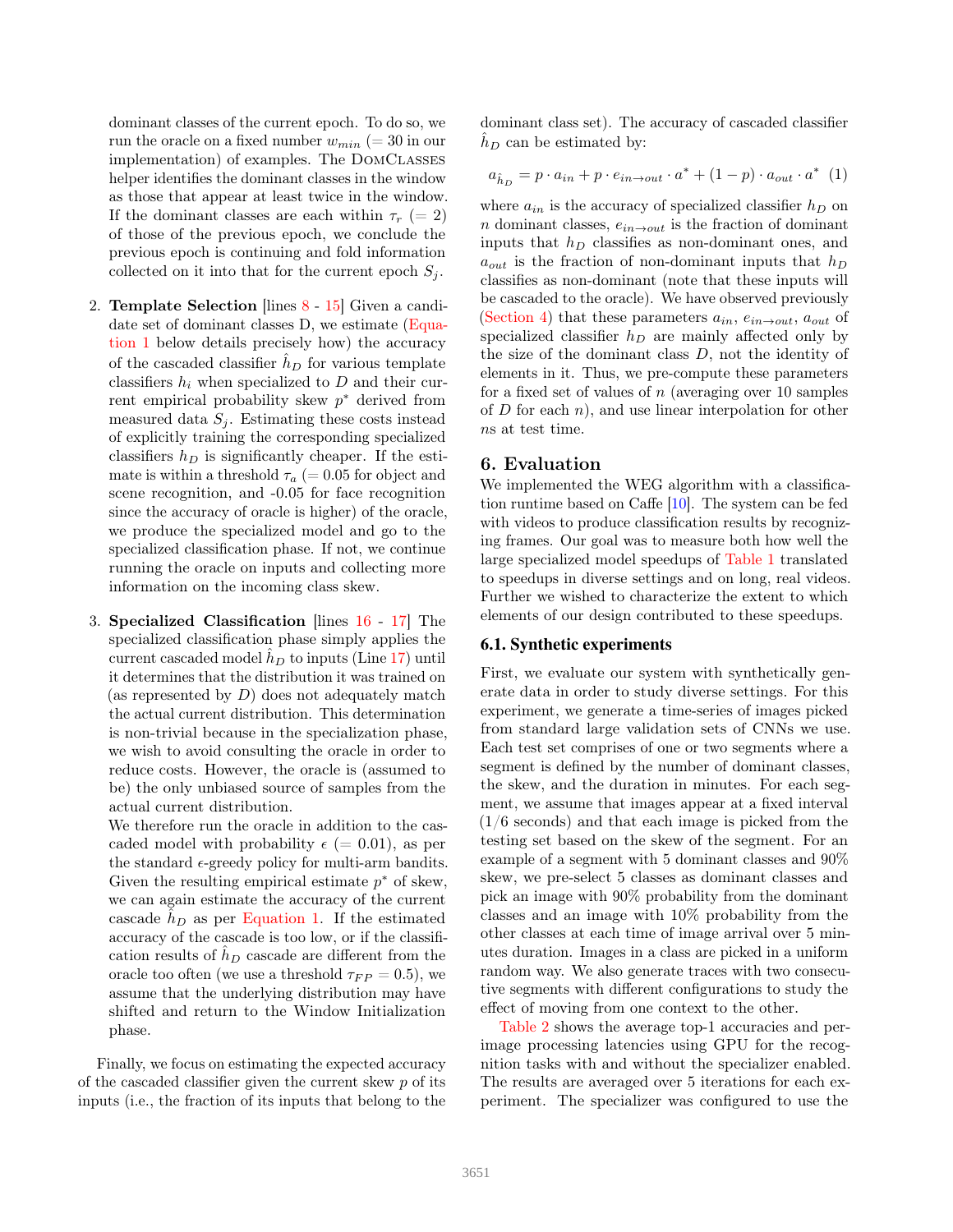dominant classes of the current epoch. To do so, we run the oracle on a fixed number $w_{min}$ ($= 30$ in our implementation) of examples. The DomClasses helper identifies the dominant classes in the window as those that appear at least twice in the window. If the dominant classes are each within $\tau_r$ ($= 2$) of those of the previous epoch, we conclude the previous epoch is continuing and fold information collected on it into that for the current epoch $S_j$.

2. **Template Selection** [lines 8 - 15] Given a candidate set of dominant classes D, we estimate (Equation 1 below details precisely how) the accuracy of the cascaded classifier $\hat{h}_D$ for various template classifiers $h_i$ when specialized to $D$ and their current empirical probability skew $p^*$ derived from measured data $S_j$. Estimating these costs instead of explicitly training the corresponding specialized classifiers $h_D$ is significantly cheaper. If the estimate is within a threshold $\tau_a$ ($= 0.05$ for object and scene recognition, and -0.05 for face recognition since the accuracy of oracle is higher) of the oracle, we produce the specialized model and go to the specialized classification phase. If not, we continue running the oracle on inputs and collecting more information on the incoming class skew.

3. **Specialized Classification** [lines 16 - 17] The specialized classification phase simply applies the current cascaded model $\hat{h}_D$ to inputs (Line 17) until it determines that the distribution it was trained on (as represented by $D$) does not adequately match the actual current distribution. This determination is non-trivial because in the specialization phase, we wish to avoid consulting the oracle in order to reduce costs. However, the oracle is (assumed to be) the only unbiased source of samples from the actual current distribution.
   We therefore run the oracle in addition to the cascaded model with probability $\epsilon$ ($= 0.01$), as per the standard $\epsilon$-greedy policy for multi-arm bandits. Given the resulting empirical estimate $p^*$ of skew, we can again estimate the accuracy of the current cascade $\hat{h}_D$ as per Equation 1. If the estimated accuracy of the cascade is too low, or if the classification results of $\hat{h}_D$ cascade are different from the oracle too often (we use a threshold $\tau_{FP} = 0.5$), we assume that the underlying distribution may have shifted and return to the Window Initialization phase.

Finally, we focus on estimating the expected accuracy of the cascaded classifier given the current skew $p$ of its inputs (i.e., the fraction of its inputs that belong to the dominant class set). The accuracy of cascaded classifier $\hat{h}_D$ can be estimated by:

$$a_{\hat{h}_D} = p \cdot a_{in} + p \cdot e_{in \to out} \cdot a^* + (1-p) \cdot a_{out} \cdot a^* \quad (1)$$

where $a_{in}$ is the accuracy of specialized classifier $h_D$ on $n$ dominant classes, $e_{in \to out}$ is the fraction of dominant inputs that $h_D$ classifies as non-dominant ones, and $a_{out}$ is the fraction of non-dominant inputs that $h_D$ classifies as non-dominant (note that these inputs will be cascaded to the oracle). We have observed previously (Section 4) that these parameters $a_{in}$, $e_{in \to out}$, $a_{out}$ of specialized classifier $h_D$ are mainly affected only by the size of the dominant class $D$, not the identity of elements in it. Thus, we pre-compute these parameters for a fixed set of values of $n$ (averaging over 10 samples of $D$ for each $n$), and use linear interpolation for other $n$s at test time.

## 6. Evaluation

We implemented the WEG algorithm with a classification runtime based on Caffe [10]. The system can be fed with videos to produce classification results by recognizing frames. Our goal was to measure both how well the large specialized model speedups of Table 1 translated to speedups in diverse settings and on long, real videos. Further we wished to characterize the extent to which elements of our design contributed to these speedups.

### 6.1. Synthetic experiments

First, we evaluate our system with synthetically generate data in order to study diverse settings. For this experiment, we generate a time-series of images picked from standard large validation sets of CNNs we use. Each test set comprises of one or two segments where a segment is defined by the number of dominant classes, the skew, and the duration in minutes. For each segment, we assume that images appear at a fixed interval (1/6 seconds) and that each image is picked from the testing set based on the skew of the segment. For an example of a segment with 5 dominant classes and 90% skew, we pre-select 5 classes as dominant classes and pick an image with 90% probability from the dominant classes and an image with 10% probability from the other classes at each time of image arrival over 5 minutes duration. Images in a class are picked in a uniform random way. We also generate traces with two consecutive segments with different configurations to study the effect of moving from one context to the other.

Table 2 shows the average top-1 accuracies and per-image processing latencies using GPU for the recognition tasks with and without the specializer enabled. The results are averaged over 5 iterations for each experiment. The specializer was configured to use the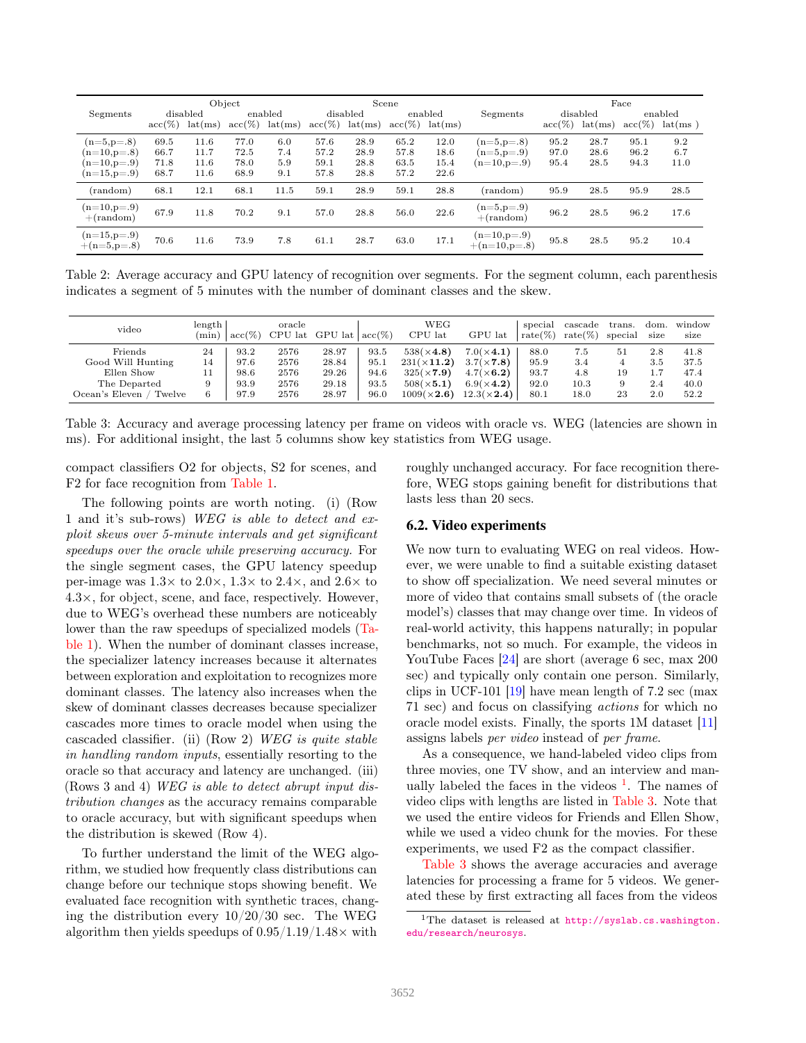| Segments | Object | | | | Scene | | | | Segments | Face | | | |
|---|---|---|---|---|---|---|---|---|---|---|---|---|---|
| | disabled | | enabled | | disabled | | enabled | | | disabled | | enabled | |
| | acc(%) | lat(ms) | acc(%) | lat(ms) | acc(%) | lat(ms) | acc(%) | lat(ms) | | acc(%) | lat(ms) | acc(%) | lat(ms ) |
| (n=5,p=.8) | 69.5 | 11.6 | 77.0 | 6.0 | 57.6 | 28.9 | 65.2 | 12.0 | (n=5,p=.8) | 95.2 | 28.7 | 95.1 | 9.2 |
| (n=10,p=.8) | 66.7 | 11.7 | 72.5 | 7.4 | 57.2 | 28.9 | 57.8 | 18.6 | (n=5,p=.9) | 97.0 | 28.6 | 96.2 | 6.7 |
| (n=10,p=.9) | 71.8 | 11.6 | 78.0 | 5.9 | 59.1 | 28.8 | 63.5 | 15.4 | (n=10,p=.9) | 95.4 | 28.5 | 94.3 | 11.0 |
| (n=15,p=.9) | 68.7 | 11.6 | 68.9 | 9.1 | 57.8 | 28.8 | 57.2 | 22.6 | | | | | |
| (random) | 68.1 | 12.1 | 68.1 | 11.5 | 59.1 | 28.9 | 59.1 | 28.8 | (random) | 95.9 | 28.5 | 95.9 | 28.5 |
| (n=10,p=.9) +(random) | 67.9 | 11.8 | 70.2 | 9.1 | 57.0 | 28.8 | 56.0 | 22.6 | (n=5,p=.9) +(random) | 96.2 | 28.5 | 96.2 | 17.6 |
| (n=15,p=.9) +(n=5,p=.8) | 70.6 | 11.6 | 73.9 | 7.8 | 61.1 | 28.7 | 63.0 | 17.1 | (n=10,p=.9) +(n=10,p=.8) | 95.8 | 28.5 | 95.2 | 10.4 |

Table 2: Average accuracy and GPU latency of recognition over segments. For the segment column, each parenthesis indicates a segment of 5 minutes with the number of dominant classes and the skew.

| video | length (min) | oracle | | | WEG | | | special rate(%) | cascade rate(%) | trans. special | dom. size | window size |
|---|---|---|---|---|---|---|---|---|---|---|---|---|
| | | acc(%) | CPU lat | GPU lat | acc(%) | CPU lat | GPU lat | | | | | |
| Friends | 24 | 93.2 | 2576 | 28.97 | 93.5 | 538(×**4.8**) | 7.0(×**4.1**) | 88.0 | 7.5 | 51 | 2.8 | 41.8 |
| Good Will Hunting | 14 | 97.6 | 2576 | 28.84 | 95.1 | 231(×**11.2**) | 3.7(×**7.8**) | 95.9 | 3.4 | 4 | 3.5 | 37.5 |
| Ellen Show | 11 | 98.6 | 2576 | 29.26 | 94.6 | 325(×**7.9**) | 4.7(×**6.2**) | 93.7 | 4.8 | 19 | 1.7 | 47.4 |
| The Departed | 9 | 93.9 | 2576 | 29.18 | 93.5 | 508(×**5.1**) | 6.9(×**4.2**) | 92.0 | 10.3 | 9 | 2.4 | 40.0 |
| Ocean's Eleven / Twelve | 6 | 97.9 | 2576 | 28.97 | 96.0 | 1009(×**2.6**) | 12.3(×**2.4**) | 80.1 | 18.0 | 23 | 2.0 | 52.2 |

Table 3: Accuracy and average processing latency per frame on videos with oracle vs. WEG (latencies are shown in ms). For additional insight, the last 5 columns show key statistics from WEG usage.

compact classifiers O2 for objects, S2 for scenes, and F2 for face recognition from Table 1.

The following points are worth noting. (i) (Row 1 and it's sub-rows) *WEG is able to detect and exploit skews over 5-minute intervals and get significant speedups over the oracle while preserving accuracy.* For the single segment cases, the GPU latency speedup per-image was 1.3× to 2.0×, 1.3× to 2.4×, and 2.6× to 4.3×, for object, scene, and face, respectively. However, due to WEG's overhead these numbers are noticeably lower than the raw speedups of specialized models (Table 1). When the number of dominant classes increase, the specializer latency increases because it alternates between exploration and exploitation to recognizes more dominant classes. The latency also increases when the skew of dominant classes decreases because specializer cascades more times to oracle model when using the cascaded classifier. (ii) (Row 2) *WEG is quite stable in handling random inputs*, essentially resorting to the oracle so that accuracy and latency are unchanged. (iii) (Rows 3 and 4) *WEG is able to detect abrupt input distribution changes* as the accuracy remains comparable to oracle accuracy, but with significant speedups when the distribution is skewed (Row 4).

To further understand the limit of the WEG algorithm, we studied how frequently class distributions can change before our technique stops showing benefit. We evaluated face recognition with synthetic traces, changing the distribution every 10/20/30 sec. The WEG algorithm then yields speedups of 0.95/1.19/1.48× with roughly unchanged accuracy. For face recognition therefore, WEG stops gaining benefit for distributions that lasts less than 20 secs.

## 6.2. Video experiments

We now turn to evaluating WEG on real videos. However, we were unable to find a suitable existing dataset to show off specialization. We need several minutes or more of video that contains small subsets of (the oracle model's) classes that may change over time. In videos of real-world activity, this happens naturally; in popular benchmarks, not so much. For example, the videos in YouTube Faces [24] are short (average 6 sec, max 200 sec) and typically only contain one person. Similarly, clips in UCF-101 [19] have mean length of 7.2 sec (max 71 sec) and focus on classifying *actions* for which no oracle model exists. Finally, the sports 1M dataset [11] assigns labels *per video* instead of *per frame*.

As a consequence, we hand-labeled video clips from three movies, one TV show, and an interview and manually labeled the faces in the videos [1]. The names of video clips with lengths are listed in Table 3. Note that we used the entire videos for Friends and Ellen Show, while we used a video chunk for the movies. For these experiments, we used F2 as the compact classifier.

Table 3 shows the average accuracies and average latencies for processing a frame for 5 videos. We generated these by first extracting all faces from the videos

[1] The dataset is released at http://syslab.cs.washington.edu/research/neurosys.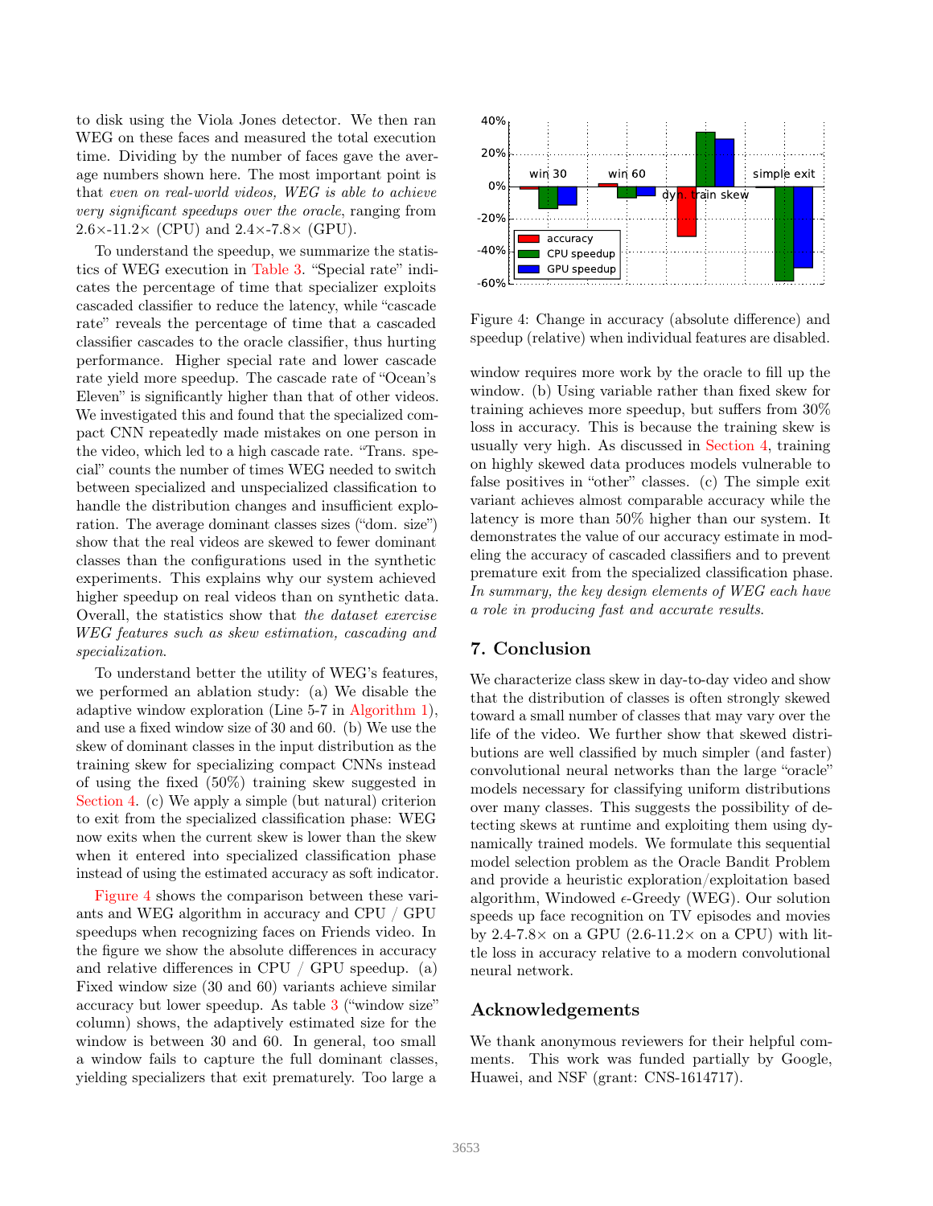to disk using the Viola Jones detector. We then ran WEG on these faces and measured the total execution time. Dividing by the number of faces gave the average numbers shown here. The most important point is that *even on real-world videos, WEG is able to achieve very significant speedups over the oracle*, ranging from 2.6×-11.2× (CPU) and 2.4×-7.8× (GPU).

To understand the speedup, we summarize the statistics of WEG execution in Table 3. "Special rate" indicates the percentage of time that specializer exploits cascaded classifier to reduce the latency, while "cascade rate" reveals the percentage of time that a cascaded classifier cascades to the oracle classifier, thus hurting performance. Higher special rate and lower cascade rate yield more speedup. The cascade rate of "Ocean's Eleven" is significantly higher than that of other videos. We investigated this and found that the specialized compact CNN repeatedly made mistakes on one person in the video, which led to a high cascade rate. "Trans. special" counts the number of times WEG needed to switch between specialized and unspecialized classification to handle the distribution changes and insufficient exploration. The average dominant classes sizes ("dom. size") show that the real videos are skewed to fewer dominant classes than the configurations used in the synthetic experiments. This explains why our system achieved higher speedup on real videos than on synthetic data. Overall, the statistics show that *the dataset exercise WEG features such as skew estimation, cascading and specialization*.

To understand better the utility of WEG's features, we performed an ablation study: (a) We disable the adaptive window exploration (Line 5-7 in Algorithm 1), and use a fixed window size of 30 and 60. (b) We use the skew of dominant classes in the input distribution as the training skew for specializing compact CNNs instead of using the fixed (50%) training skew suggested in Section 4. (c) We apply a simple (but natural) criterion to exit from the specialized classification phase: WEG now exits when the current skew is lower than the skew when it entered into specialized classification phase instead of using the estimated accuracy as soft indicator.

Figure 4 shows the comparison between these variants and WEG algorithm in accuracy and CPU / GPU speedups when recognizing faces on Friends video. In the figure we show the absolute differences in accuracy and relative differences in CPU / GPU speedup. (a) Fixed window size (30 and 60) variants achieve similar accuracy but lower speedup. As table 3 ("window size" column) shows, the adaptively estimated size for the window is between 30 and 60. In general, too small a window fails to capture the full dominant classes, yielding specializers that exit prematurely. Too large a window requires more work by the oracle to fill up the window. (b) Using variable rather than fixed skew for training achieves more speedup, but suffers from 30% loss in accuracy. This is because the training skew is usually very high. As discussed in Section 4, training on highly skewed data produces models vulnerable to false positives in "other" classes. (c) The simple exit variant achieves almost comparable accuracy while the latency is more than 50% higher than our system. It demonstrates the value of our accuracy estimate in modeling the accuracy of cascaded classifiers and to prevent premature exit from the specialized classification phase. *In summary, the key design elements of WEG each have a role in producing fast and accurate results.*

Figure 4: Change in accuracy (absolute difference) and speedup (relative) when individual features are disabled.

## 7. Conclusion

We characterize class skew in day-to-day video and show that the distribution of classes is often strongly skewed toward a small number of classes that may vary over the life of the video. We further show that skewed distributions are well classified by much simpler (and faster) convolutional neural networks than the large "oracle" models necessary for classifying uniform distributions over many classes. This suggests the possibility of detecting skews at runtime and exploiting them using dynamically trained models. We formulate this sequential model selection problem as the Oracle Bandit Problem and provide a heuristic exploration/exploitation based algorithm, Windowed $\epsilon$-Greedy (WEG). Our solution speeds up face recognition on TV episodes and movies by 2.4-7.8× on a GPU (2.6-11.2× on a CPU) with little loss in accuracy relative to a modern convolutional neural network.

## Acknowledgements

We thank anonymous reviewers for their helpful comments. This work was funded partially by Google, Huawei, and NSF (grant: CNS-1614717).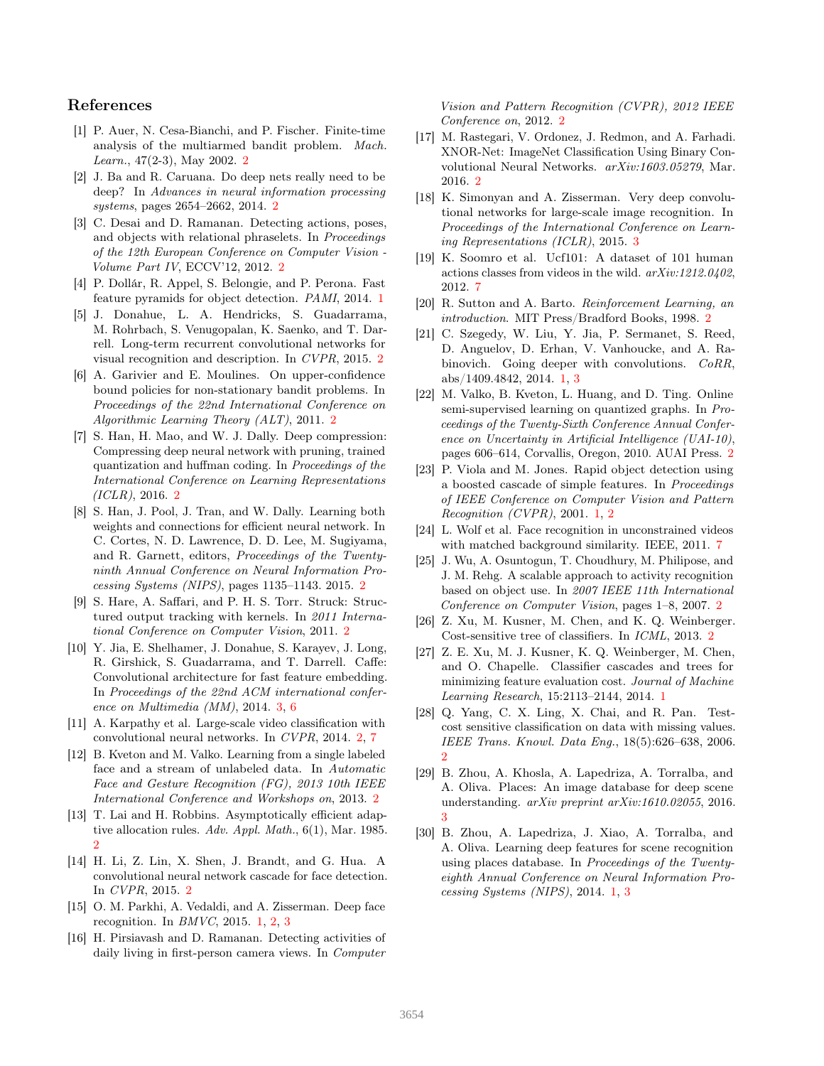## References

[1] P. Auer, N. Cesa-Bianchi, and P. Fischer. Finite-time analysis of the multiarmed bandit problem. *Mach. Learn.*, 47(2-3), May 2002. 2

[2] J. Ba and R. Caruana. Do deep nets really need to be deep? In *Advances in neural information processing systems*, pages 2654–2662, 2014. 2

[3] C. Desai and D. Ramanan. Detecting actions, poses, and objects with relational phraselets. In *Proceedings of the 12th European Conference on Computer Vision - Volume Part IV*, ECCV'12, 2012. 2

[4] P. Dollár, R. Appel, S. Belongie, and P. Perona. Fast feature pyramids for object detection. *PAMI*, 2014. 1

[5] J. Donahue, L. A. Hendricks, S. Guadarrama, M. Rohrbach, S. Venugopalan, K. Saenko, and T. Darrell. Long-term recurrent convolutional networks for visual recognition and description. In *CVPR*, 2015. 2

[6] A. Garivier and E. Moulines. On upper-confidence bound policies for non-stationary bandit problems. In *Proceedings of the 22nd International Conference on Algorithmic Learning Theory (ALT)*, 2011. 2

[7] S. Han, H. Mao, and W. J. Dally. Deep compression: Compressing deep neural network with pruning, trained quantization and huffman coding. In *Proceedings of the International Conference on Learning Representations (ICLR)*, 2016. 2

[8] S. Han, J. Pool, J. Tran, and W. Dally. Learning both weights and connections for efficient neural network. In C. Cortes, N. D. Lawrence, D. D. Lee, M. Sugiyama, and R. Garnett, editors, *Proceedings of the Twenty-ninth Annual Conference on Neural Information Processing Systems (NIPS)*, pages 1135–1143. 2015. 2

[9] S. Hare, A. Saffari, and P. H. S. Torr. Struck: Structured output tracking with kernels. In *2011 International Conference on Computer Vision*, 2011. 2

[10] Y. Jia, E. Shelhamer, J. Donahue, S. Karayev, J. Long, R. Girshick, S. Guadarrama, and T. Darrell. Caffe: Convolutional architecture for fast feature embedding. In *Proceedings of the 22nd ACM international conference on Multimedia (MM)*, 2014. 3, 6

[11] A. Karpathy et al. Large-scale video classification with convolutional neural networks. In *CVPR*, 2014. 2, 7

[12] B. Kveton and M. Valko. Learning from a single labeled face and a stream of unlabeled data. In *Automatic Face and Gesture Recognition (FG), 2013 10th IEEE International Conference and Workshops on*, 2013. 2

[13] T. Lai and H. Robbins. Asymptotically efficient adaptive allocation rules. *Adv. Appl. Math.*, 6(1), Mar. 1985. 2

[14] H. Li, Z. Lin, X. Shen, J. Brandt, and G. Hua. A convolutional neural network cascade for face detection. In *CVPR*, 2015. 2

[15] O. M. Parkhi, A. Vedaldi, and A. Zisserman. Deep face recognition. In *BMVC*, 2015. 1, 2, 3

[16] H. Pirsiavash and D. Ramanan. Detecting activities of daily living in first-person camera views. In *Computer Vision and Pattern Recognition (CVPR), 2012 IEEE Conference on*, 2012. 2

[17] M. Rastegari, V. Ordonez, J. Redmon, and A. Farhadi. XNOR-Net: ImageNet Classification Using Binary Convolutional Neural Networks. *arXiv:1603.05279*, Mar. 2016. 2

[18] K. Simonyan and A. Zisserman. Very deep convolutional networks for large-scale image recognition. In *Proceedings of the International Conference on Learning Representations (ICLR)*, 2015. 3

[19] K. Soomro et al. Ucf101: A dataset of 101 human actions classes from videos in the wild. *arXiv:1212.0402*, 2012. 7

[20] R. Sutton and A. Barto. *Reinforcement Learning, an introduction*. MIT Press/Bradford Books, 1998. 2

[21] C. Szegedy, W. Liu, Y. Jia, P. Sermanet, S. Reed, D. Anguelov, D. Erhan, V. Vanhoucke, and A. Rabinovich. Going deeper with convolutions. *CoRR*, abs/1409.4842, 2014. 1, 3

[22] M. Valko, B. Kveton, L. Huang, and D. Ting. Online semi-supervised learning on quantized graphs. In *Proceedings of the Twenty-Sixth Conference Annual Conference on Uncertainty in Artificial Intelligence (UAI-10)*, pages 606–614, Corvallis, Oregon, 2010. AUAI Press. 2

[23] P. Viola and M. Jones. Rapid object detection using a boosted cascade of simple features. In *Proceedings of IEEE Conference on Computer Vision and Pattern Recognition (CVPR)*, 2001. 1, 2

[24] L. Wolf et al. Face recognition in unconstrained videos with matched background similarity. IEEE, 2011. 7

[25] J. Wu, A. Osuntogun, T. Choudhury, M. Philipose, and J. M. Rehg. A scalable approach to activity recognition based on object use. In *2007 IEEE 11th International Conference on Computer Vision*, pages 1–8, 2007. 2

[26] Z. Xu, M. Kusner, M. Chen, and K. Q. Weinberger. Cost-sensitive tree of classifiers. In *ICML*, 2013. 2

[27] Z. E. Xu, M. J. Kusner, K. Q. Weinberger, M. Chen, and O. Chapelle. Classifier cascades and trees for minimizing feature evaluation cost. *Journal of Machine Learning Research*, 15:2113–2144, 2014. 1

[28] Q. Yang, C. X. Ling, X. Chai, and R. Pan. Test-cost sensitive classification on data with missing values. *IEEE Trans. Knowl. Data Eng.*, 18(5):626–638, 2006. 2

[29] B. Zhou, A. Khosla, A. Lapedriza, A. Torralba, and A. Oliva. Places: An image database for deep scene understanding. *arXiv preprint arXiv:1610.02055*, 2016. 3

[30] B. Zhou, A. Lapedriza, J. Xiao, A. Torralba, and A. Oliva. Learning deep features for scene recognition using places database. In *Proceedings of the Twenty-eighth Annual Conference on Neural Information Processing Systems (NIPS)*, 2014. 1, 3